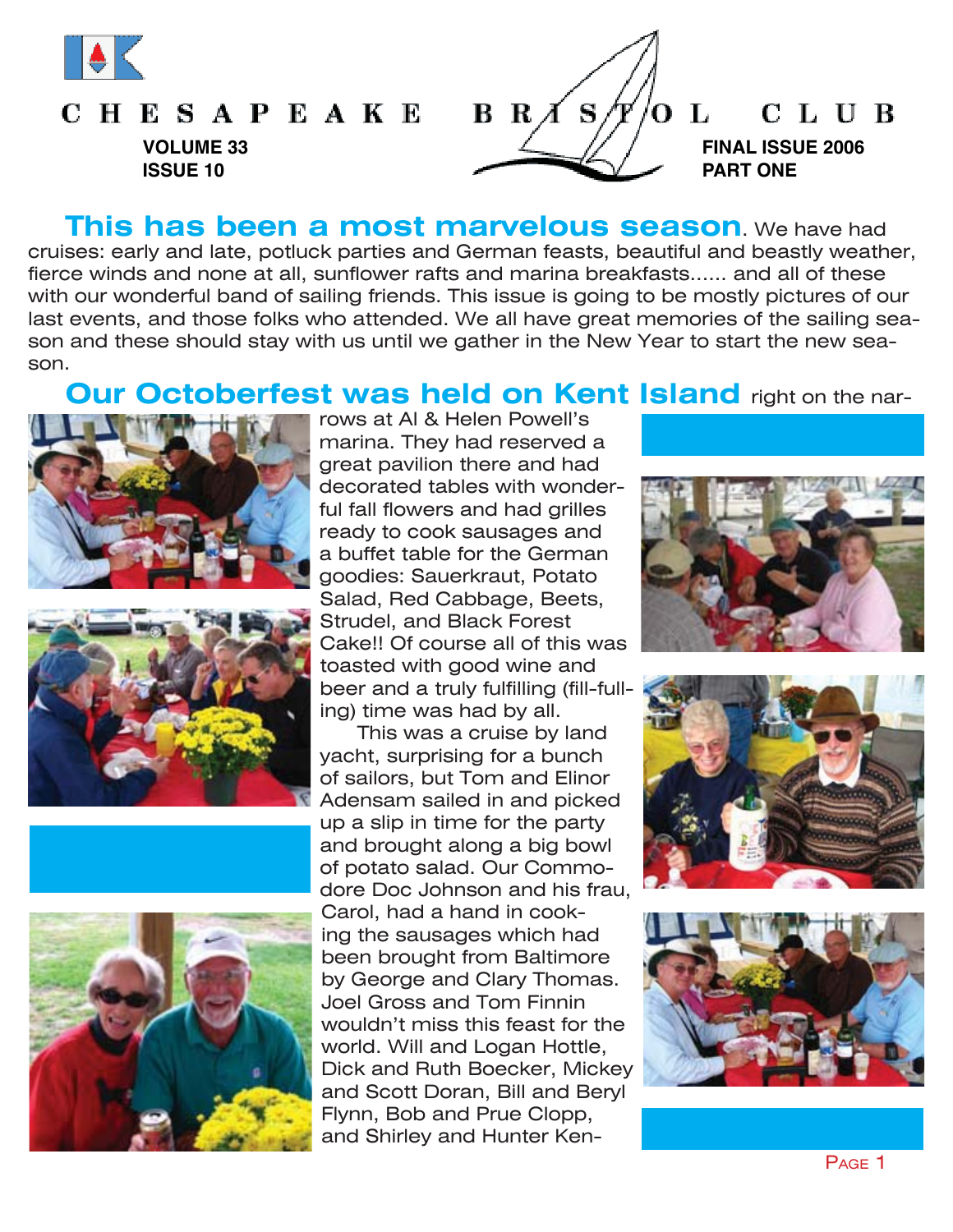# CHESAPEAKE BRISTOL CLUB

**VOLUME 33**
**ISSUE 10**

**FINAL ISSUE 2006**
**PART ONE**

**This has been a most marvelous season**. We have had cruises: early and late, potluck parties and German feasts, beautiful and beastly weather, fierce winds and none at all, sunflower rafts and marina breakfasts...... and all of these with our wonderful band of sailing friends. This issue is going to be mostly pictures of our last events, and those folks who attended. We all have great memories of the sailing season and these should stay with us until we gather in the New Year to start the new season.

**Our Octoberfest was held on Kent Island** right on the narrows at Al & Helen Powell's marina. They had reserved a great pavilion there and had decorated tables with wonderful fall flowers and had grilles ready to cook sausages and a buffet table for the German goodies: Sauerkraut, Potato Salad, Red Cabbage, Beets, Strudel, and Black Forest Cake!! Of course all of this was toasted with good wine and beer and a truly fulfilling (fill-full-ing) time was had by all.

This was a cruise by land yacht, surprising for a bunch of sailors, but Tom and Elinor Adensam sailed in and picked up a slip in time for the party and brought along a big bowl of potato salad. Our Commodore Doc Johnson and his frau, Carol, had a hand in cooking the sausages which had been brought from Baltimore by George and Clary Thomas. Joel Gross and Tom Finnin wouldn't miss this feast for the world. Will and Logan Hottle, Dick and Ruth Boecker, Mickey and Scott Doran, Bill and Beryl Flynn, Bob and Prue Clopp, and Shirley and Hunter Ken-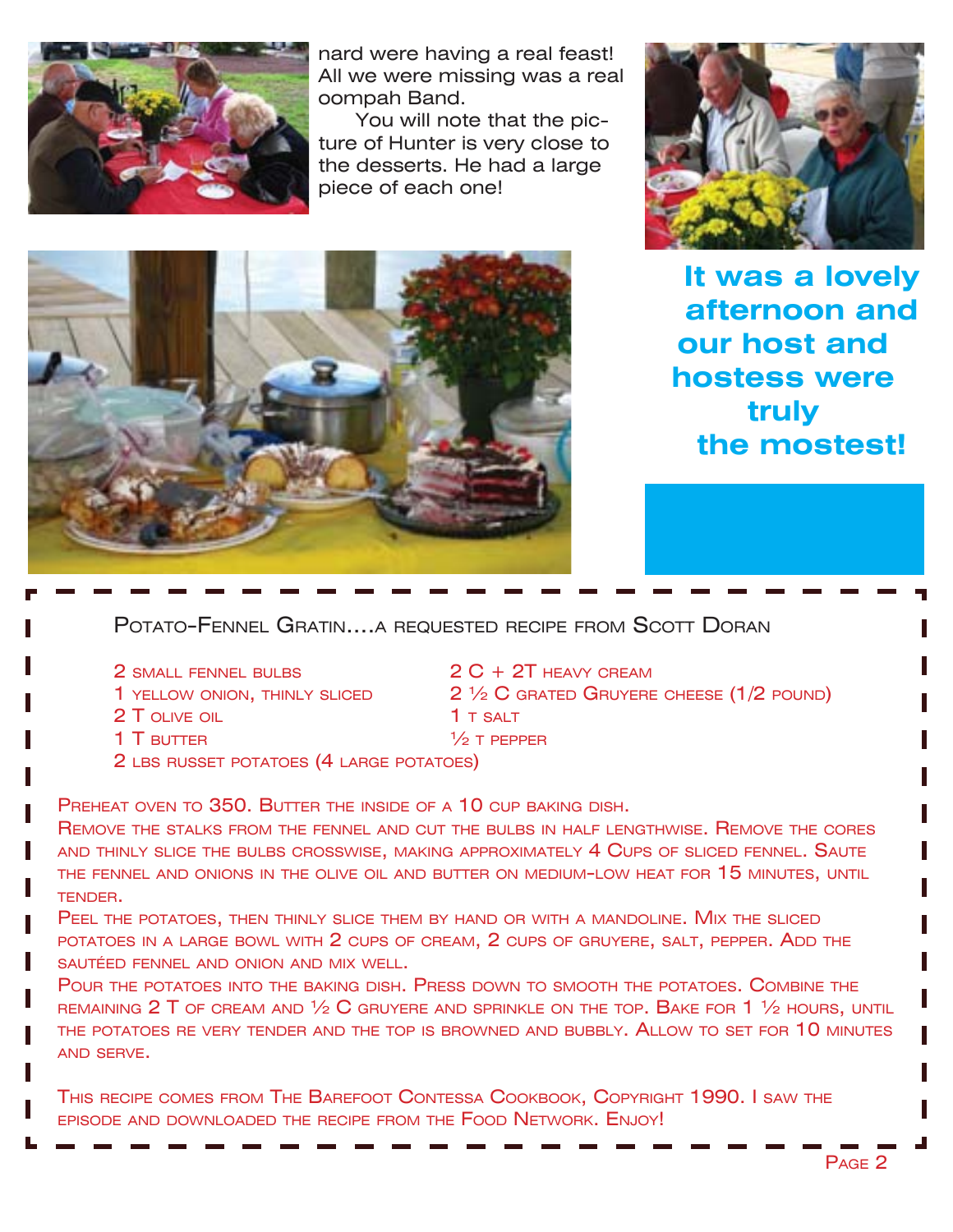nard were having a real feast! All we were missing was a real oompah Band.

You will note that the picture of Hunter is very close to the desserts. He had a large piece of each one!

**It was a lovely afternoon and our host and hostess were truly the mostest!**

## Potato-Fennel Gratin....a requested recipe from Scott Doran

- 2 small fennel bulbs
- 1 yellow onion, thinly sliced
- 2 T olive oil
- 1 T butter
- 2 lbs russet potatoes (4 large potatoes)
- 2 C + 2T heavy cream
- 2 ½ C grated Gruyere cheese (1/2 pound)
- 1 t salt
- ½ t pepper

Preheat oven to 350. Butter the inside of a 10 cup baking dish.

Remove the stalks from the fennel and cut the bulbs in half lengthwise. Remove the cores and thinly slice the bulbs crosswise, making approximately 4 Cups of sliced fennel. Saute the fennel and onions in the olive oil and butter on medium-low heat for 15 minutes, until tender.

Peel the potatoes, then thinly slice them by hand or with a mandoline. Mix the sliced potatoes in a large bowl with 2 cups of cream, 2 cups of gruyere, salt, pepper. Add the sautéed fennel and onion and mix well.

Pour the potatoes into the baking dish. Press down to smooth the potatoes. Combine the remaining 2 T of cream and ½ C gruyere and sprinkle on the top. Bake for 1 ½ hours, until the potatoes re very tender and the top is browned and bubbly. Allow to set for 10 minutes and serve.

This recipe comes from The Barefoot Contessa Cookbook, Copyright 1990. I saw the episode and downloaded the recipe from the Food Network. Enjoy!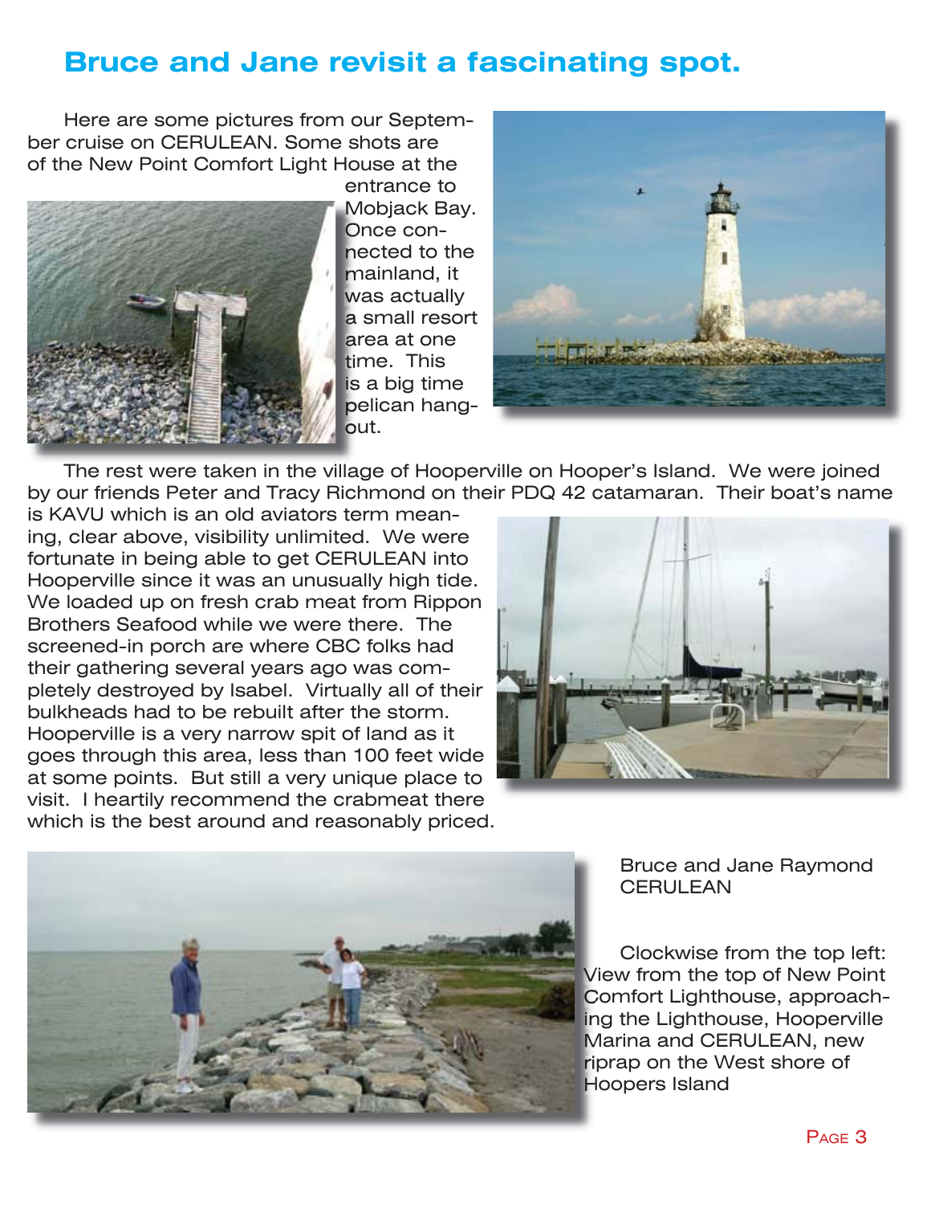# Bruce and Jane revisit a fascinating spot.

Here are some pictures from our September cruise on CERULEAN. Some shots are of the New Point Comfort Light House at the entrance to Mobjack Bay. Once connected to the mainland, it was actually a small resort area at one time. This is a big time pelican hangout.

The rest were taken in the village of Hooperville on Hooper's Island. We were joined by our friends Peter and Tracy Richmond on their PDQ 42 catamaran. Their boat's name is KAVU which is an old aviators term meaning, clear above, visibility unlimited. We were fortunate in being able to get CERULEAN into Hooperville since it was an unusually high tide. We loaded up on fresh crab meat from Rippon Brothers Seafood while we were there. The screened-in porch are where CBC folks had their gathering several years ago was completely destroyed by Isabel. Virtually all of their bulkheads had to be rebuilt after the storm. Hooperville is a very narrow spit of land as it goes through this area, less than 100 feet wide at some points. But still a very unique place to visit. I heartily recommend the crabmeat there which is the best around and reasonably priced.

Bruce and Jane Raymond
CERULEAN

Clockwise from the top left: View from the top of New Point Comfort Lighthouse, approaching the Lighthouse, Hooperville Marina and CERULEAN, new riprap on the West shore of Hoopers Island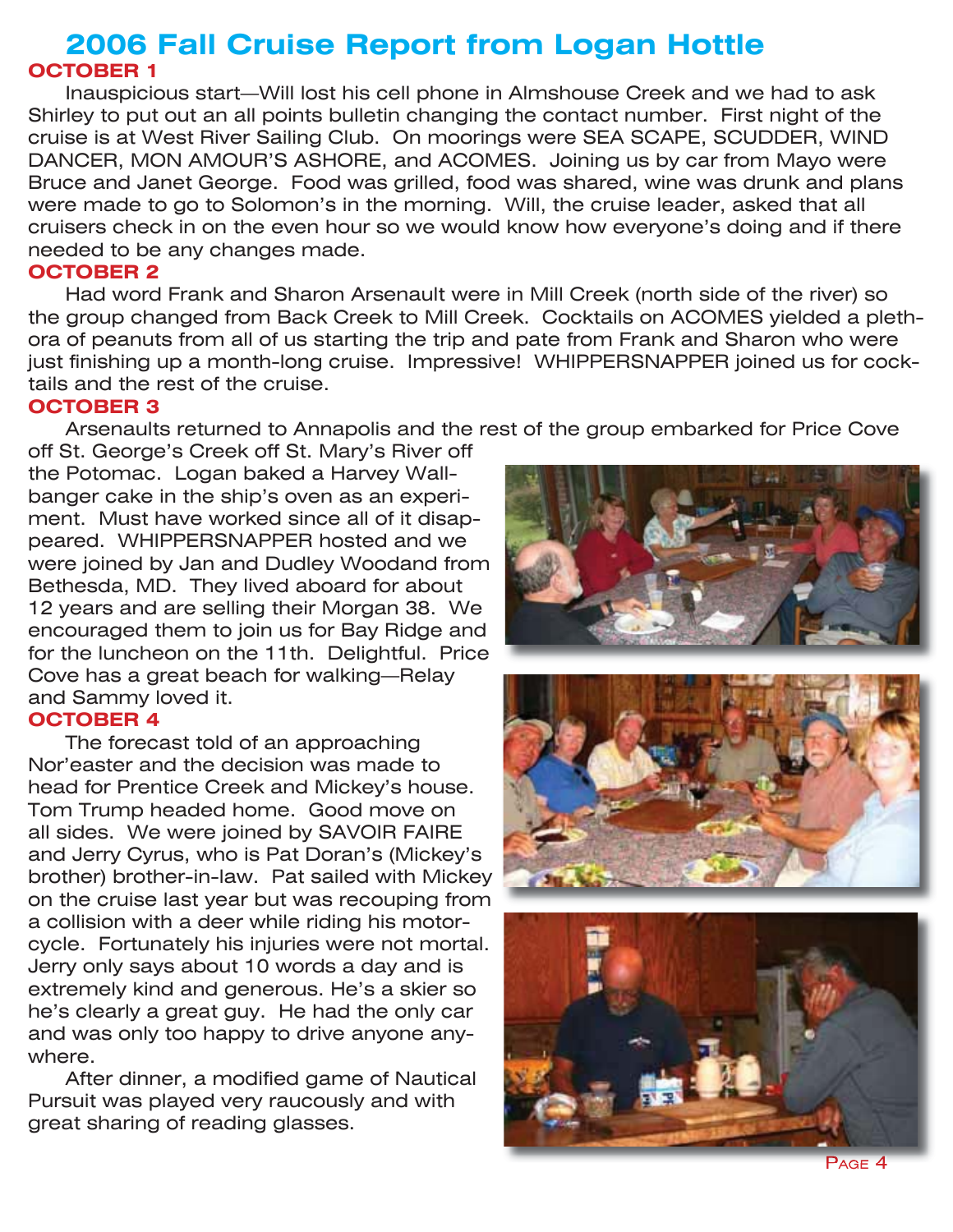# 2006 Fall Cruise Report from Logan Hottle

**OCTOBER 1**

Inauspicious start—Will lost his cell phone in Almshouse Creek and we had to ask Shirley to put out an all points bulletin changing the contact number. First night of the cruise is at West River Sailing Club. On moorings were SEA SCAPE, SCUDDER, WIND DANCER, MON AMOUR'S ASHORE, and ACOMES. Joining us by car from Mayo were Bruce and Janet George. Food was grilled, food was shared, wine was drunk and plans were made to go to Solomon's in the morning. Will, the cruise leader, asked that all cruisers check in on the even hour so we would know how everyone's doing and if there needed to be any changes made.

**OCTOBER 2**

Had word Frank and Sharon Arsenault were in Mill Creek (north side of the river) so the group changed from Back Creek to Mill Creek. Cocktails on ACOMES yielded a plethora of peanuts from all of us starting the trip and pate from Frank and Sharon who were just finishing up a month-long cruise. Impressive! WHIPPERSNAPPER joined us for cocktails and the rest of the cruise.

**OCTOBER 3**

Arsenaults returned to Annapolis and the rest of the group embarked for Price Cove off St. George's Creek off St. Mary's River off the Potomac. Logan baked a Harvey Wallbanger cake in the ship's oven as an experiment. Must have worked since all of it disappeared. WHIPPERSNAPPER hosted and we were joined by Jan and Dudley Woodand from Bethesda, MD. They lived aboard for about 12 years and are selling their Morgan 38. We encouraged them to join us for Bay Ridge and for the luncheon on the 11th. Delightful. Price Cove has a great beach for walking—Relay and Sammy loved it.

**OCTOBER 4**

The forecast told of an approaching Nor'easter and the decision was made to head for Prentice Creek and Mickey's house. Tom Trump headed home. Good move on all sides. We were joined by SAVOIR FAIRE and Jerry Cyrus, who is Pat Doran's (Mickey's brother) brother-in-law. Pat sailed with Mickey on the cruise last year but was recouping from a collision with a deer while riding his motorcycle. Fortunately his injuries were not mortal. Jerry only says about 10 words a day and is extremely kind and generous. He's a skier so he's clearly a great guy. He had the only car and was only too happy to drive anyone anywhere.

After dinner, a modified game of Nautical Pursuit was played very raucously and with great sharing of reading glasses.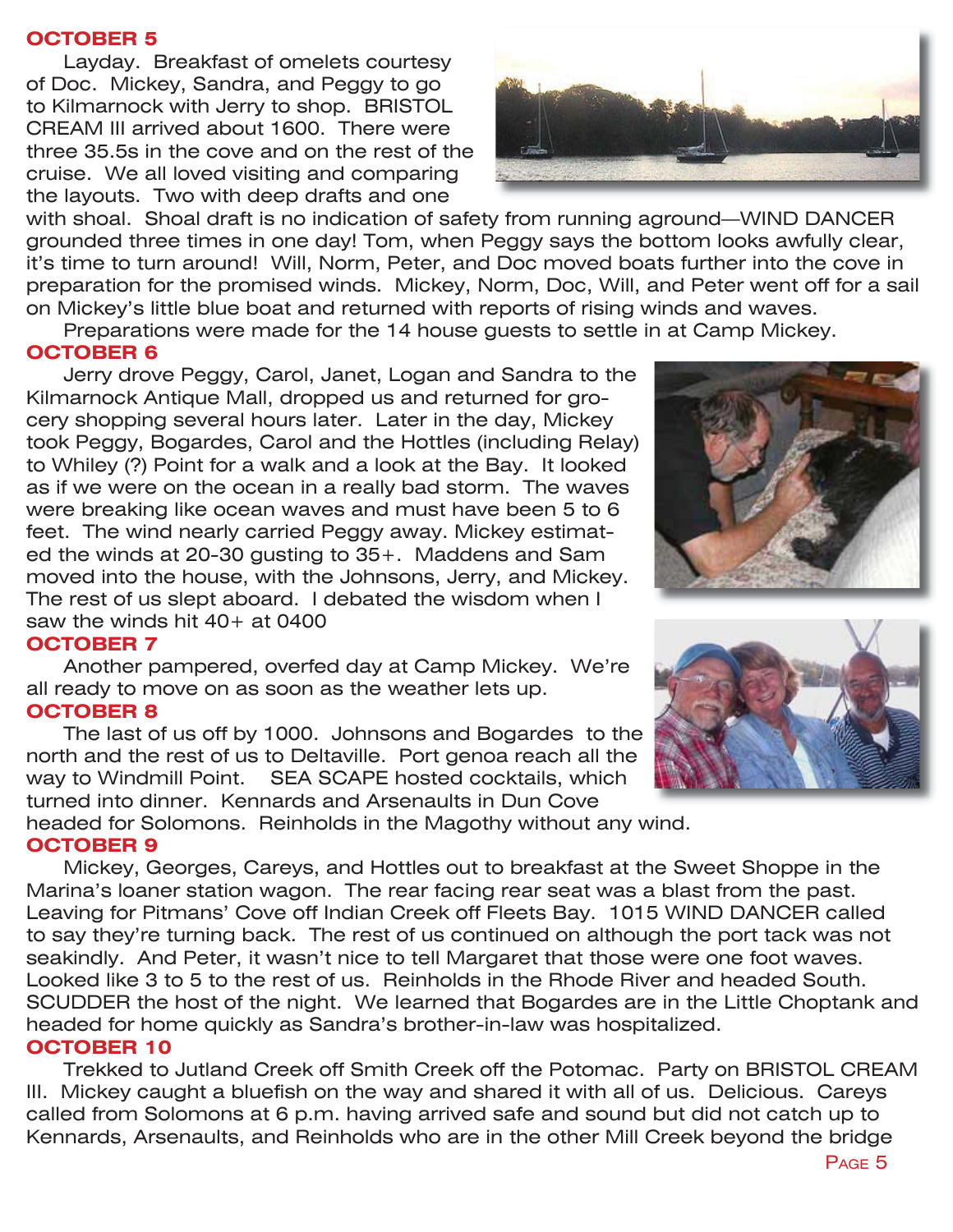## OCTOBER 5

Layday. Breakfast of omelets courtesy of Doc. Mickey, Sandra, and Peggy to go to Kilmarnock with Jerry to shop. BRISTOL CREAM III arrived about 1600. There were three 35.5s in the cove and on the rest of the cruise. We all loved visiting and comparing the layouts. Two with deep drafts and one with shoal. Shoal draft is no indication of safety from running aground—WIND DANCER grounded three times in one day! Tom, when Peggy says the bottom looks awfully clear, it's time to turn around! Will, Norm, Peter, and Doc moved boats further into the cove in preparation for the promised winds. Mickey, Norm, Doc, Will, and Peter went off for a sail on Mickey's little blue boat and returned with reports of rising winds and waves.

Preparations were made for the 14 house guests to settle in at Camp Mickey.

## OCTOBER 6

Jerry drove Peggy, Carol, Janet, Logan and Sandra to the Kilmarnock Antique Mall, dropped us and returned for grocery shopping several hours later. Later in the day, Mickey took Peggy, Bogardes, Carol and the Hottles (including Relay) to Whiley (?) Point for a walk and a look at the Bay. It looked as if we were on the ocean in a really bad storm. The waves were breaking like ocean waves and must have been 5 to 6 feet. The wind nearly carried Peggy away. Mickey estimated the winds at 20-30 gusting to 35+. Maddens and Sam moved into the house, with the Johnsons, Jerry, and Mickey. The rest of us slept aboard. I debated the wisdom when I saw the winds hit 40+ at 0400

## OCTOBER 7

Another pampered, overfed day at Camp Mickey. We're all ready to move on as soon as the weather lets up.

## OCTOBER 8

The last of us off by 1000. Johnsons and Bogardes to the north and the rest of us to Deltaville. Port genoa reach all the way to Windmill Point. SEA SCAPE hosted cocktails, which turned into dinner. Kennards and Arsenaults in Dun Cove headed for Solomons. Reinholds in the Magothy without any wind.

## OCTOBER 9

Mickey, Georges, Careys, and Hottles out to breakfast at the Sweet Shoppe in the Marina's loaner station wagon. The rear facing rear seat was a blast from the past. Leaving for Pitmans' Cove off Indian Creek off Fleets Bay. 1015 WIND DANCER called to say they're turning back. The rest of us continued on although the port tack was not seakindly. And Peter, it wasn't nice to tell Margaret that those were one foot waves. Looked like 3 to 5 to the rest of us. Reinholds in the Rhode River and headed South. SCUDDER the host of the night. We learned that Bogardes are in the Little Choptank and headed for home quickly as Sandra's brother-in-law was hospitalized.

## OCTOBER 10

Trekked to Jutland Creek off Smith Creek off the Potomac. Party on BRISTOL CREAM III. Mickey caught a bluefish on the way and shared it with all of us. Delicious. Careys called from Solomons at 6 p.m. having arrived safe and sound but did not catch up to Kennards, Arsenaults, and Reinholds who are in the other Mill Creek beyond the bridge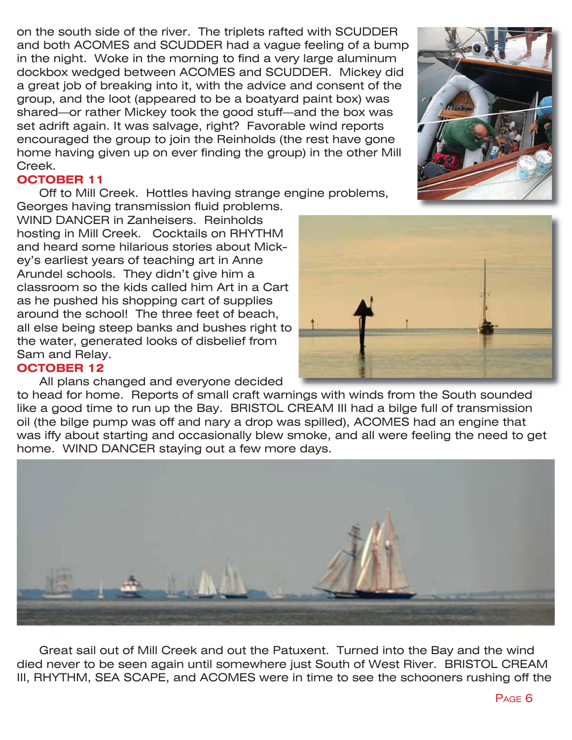on the south side of the river. The triplets rafted with SCUDDER and both ACOMES and SCUDDER had a vague feeling of a bump in the night. Woke in the morning to find a very large aluminum dockbox wedged between ACOMES and SCUDDER. Mickey did a great job of breaking into it, with the advice and consent of the group, and the loot (appeared to be a boatyard paint box) was shared—or rather Mickey took the good stuff—and the box was set adrift again. It was salvage, right? Favorable wind reports encouraged the group to join the Reinholds (the rest have gone home having given up on ever finding the group) in the other Mill Creek.

## OCTOBER 11

Off to Mill Creek. Hottles having strange engine problems, Georges having transmission fluid problems. WIND DANCER in Zanheisers. Reinholds hosting in Mill Creek. Cocktails on RHYTHM and heard some hilarious stories about Mickey's earliest years of teaching art in Anne Arundel schools. They didn't give him a classroom so the kids called him Art in a Cart as he pushed his shopping cart of supplies around the school! The three feet of beach, all else being steep banks and bushes right to the water, generated looks of disbelief from Sam and Relay.

## OCTOBER 12

All plans changed and everyone decided to head for home. Reports of small craft warnings with winds from the South sounded like a good time to run up the Bay. BRISTOL CREAM III had a bilge full of transmission oil (the bilge pump was off and nary a drop was spilled), ACOMES had an engine that was iffy about starting and occasionally blew smoke, and all were feeling the need to get home. WIND DANCER staying out a few more days.

Great sail out of Mill Creek and out the Patuxent. Turned into the Bay and the wind died never to be seen again until somewhere just South of West River. BRISTOL CREAM III, RHYTHM, SEA SCAPE, and ACOMES were in time to see the schooners rushing off the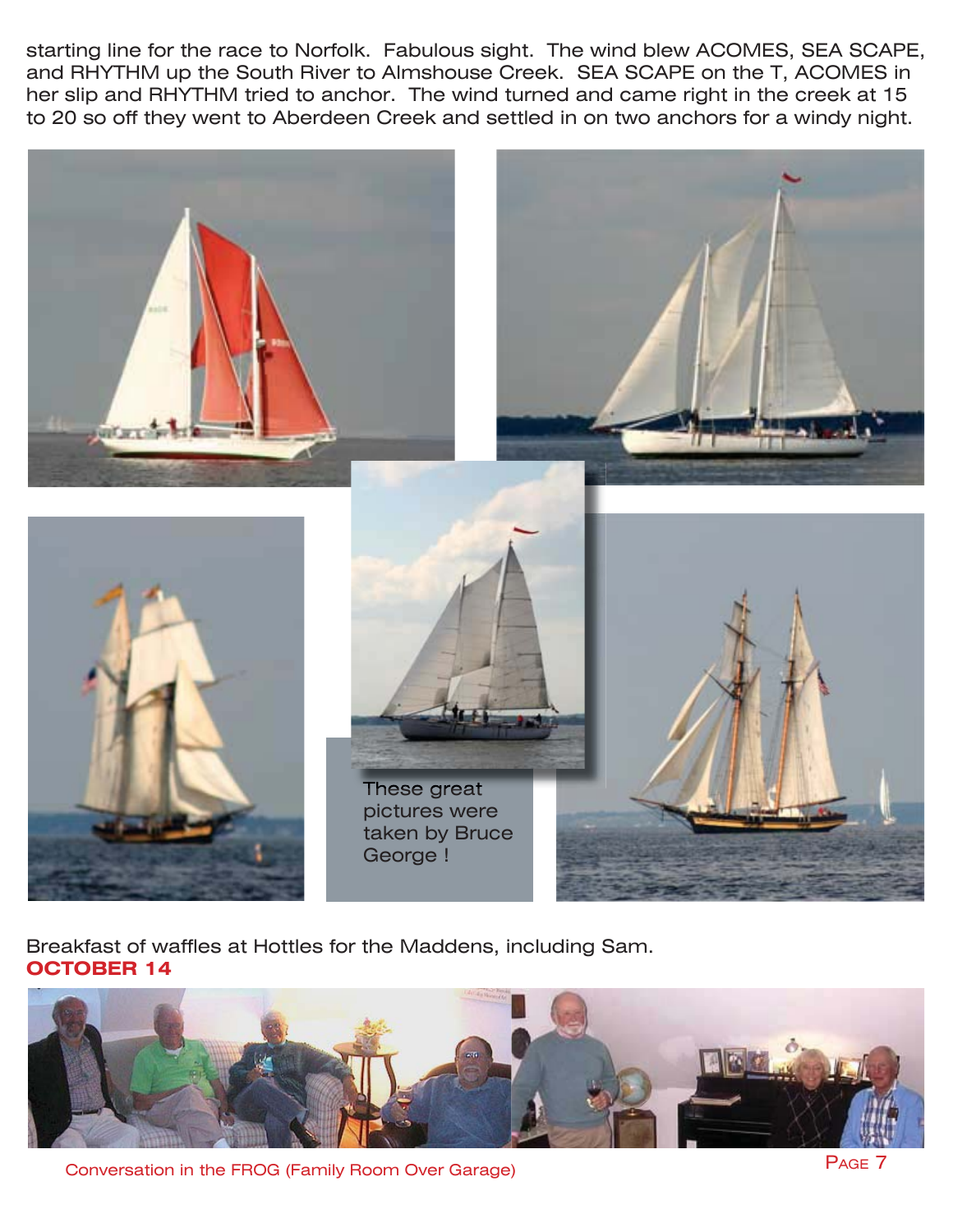starting line for the race to Norfolk. Fabulous sight. The wind blew ACOMES, SEA SCAPE, and RHYTHM up the South River to Almshouse Creek. SEA SCAPE on the T, ACOMES in her slip and RHYTHM tried to anchor. The wind turned and came right in the creek at 15 to 20 so off they went to Aberdeen Creek and settled in on two anchors for a windy night.

These great pictures were taken by Bruce George !

Breakfast of waffles at Hottles for the Maddens, including Sam.

**OCTOBER 14**

Conversation in the FROG (Family Room Over Garage)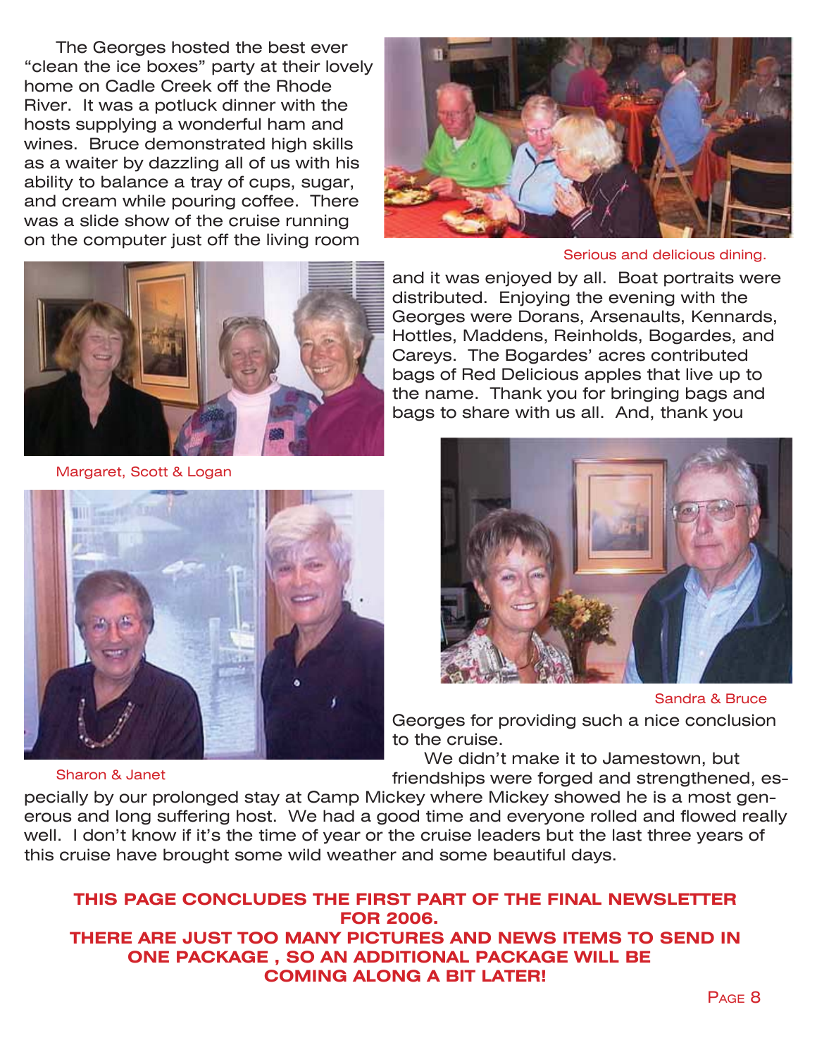The Georges hosted the best ever "clean the ice boxes" party at their lovely home on Cadle Creek off the Rhode River. It was a potluck dinner with the hosts supplying a wonderful ham and wines. Bruce demonstrated high skills as a waiter by dazzling all of us with his ability to balance a tray of cups, sugar, and cream while pouring coffee. There was a slide show of the cruise running on the computer just off the living room and it was enjoyed by all. Boat portraits were distributed. Enjoying the evening with the Georges were Dorans, Arsenaults, Kennards, Hottles, Maddens, Reinholds, Bogardes, and Careys. The Bogardes' acres contributed bags of Red Delicious apples that live up to the name. Thank you for bringing bags and bags to share with us all. And, thank you Georges for providing such a nice conclusion to the cruise.

Serious and delicious dining.

Margaret, Scott & Logan

Sandra & Bruce

Sharon & Janet

We didn't make it to Jamestown, but friendships were forged and strengthened, especially by our prolonged stay at Camp Mickey where Mickey showed he is a most generous and long suffering host. We had a good time and everyone rolled and flowed really well. I don't know if it's the time of year or the cruise leaders but the last three years of this cruise have brought some wild weather and some beautiful days.

**THIS PAGE CONCLUDES THE FIRST PART OF THE FINAL NEWSLETTER FOR 2006.**
**THERE ARE JUST TOO MANY PICTURES AND NEWS ITEMS TO SEND IN ONE PACKAGE , SO AN ADDITIONAL PACKAGE WILL BE COMING ALONG A BIT LATER!**